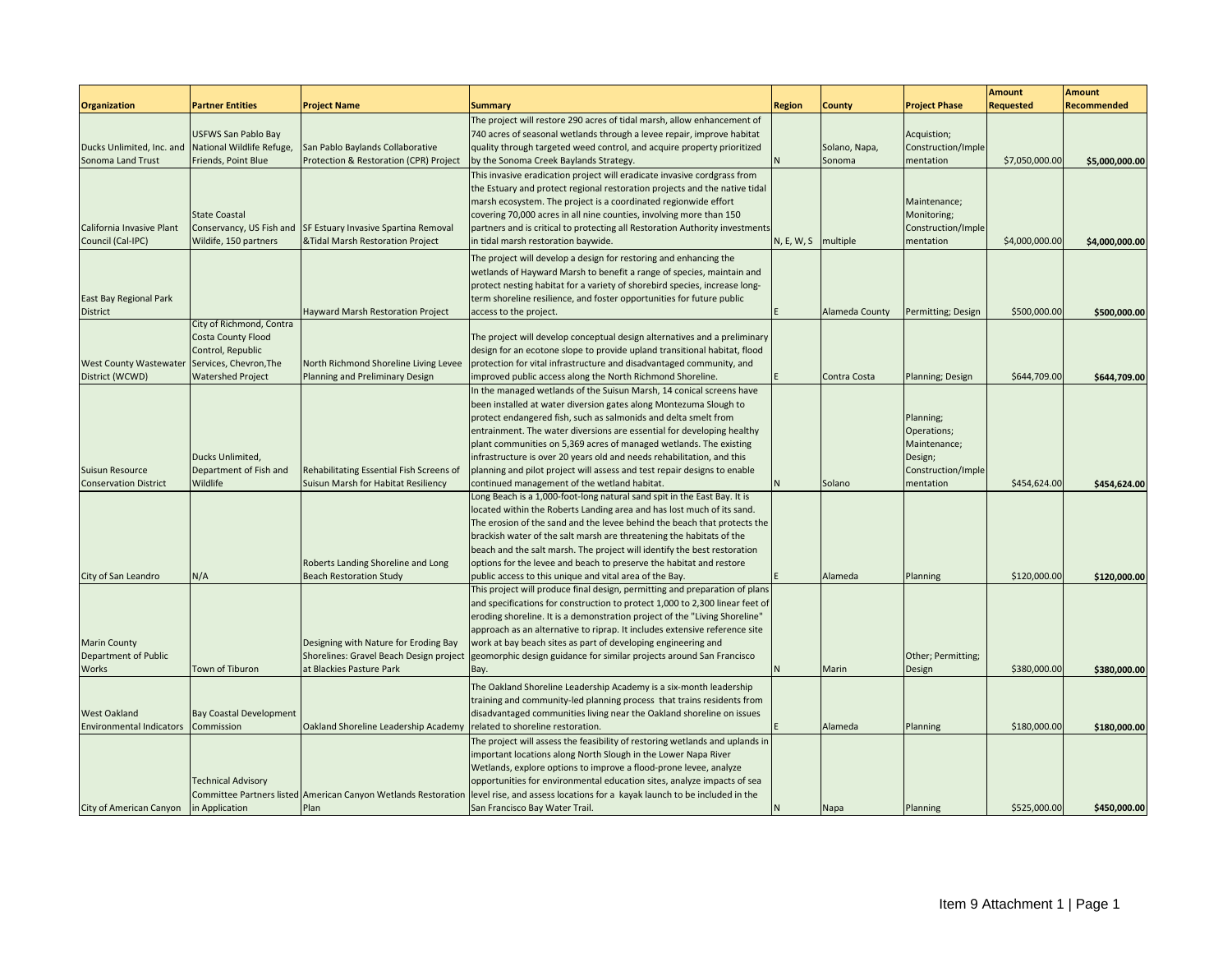| Organization | Partner Entities | Project Name | Summary | Region | County | Project Phase | Amount Requested | Amount Recommended |
|---|---|---|---|---|---|---|---|---|
| Ducks Unlimited, Inc. and Sonoma Land Trust | USFWS San Pablo Bay National Wildlife Refuge, Friends, Point Blue | San Pablo Baylands Collaborative Protection & Restoration (CPR) Project | The project will restore 290 acres of tidal marsh, allow enhancement of 740 acres of seasonal wetlands through a levee repair, improve habitat quality through targeted weed control, and acquire property prioritized by the Sonoma Creek Baylands Strategy. | N | Solano, Napa, Sonoma | Acquistion; Construction/Implementation | $7,050,000.00 | **$5,000,000.00** |
| California Invasive Plant Council (Cal-IPC) | State Coastal Conservancy, US Fish and Wildife, 150 partners | SF Estuary Invasive Spartina Removal &Tidal Marsh Restoration Project | This invasive eradication project will eradicate invasive cordgrass from the Estuary and protect regional restoration projects and the native tidal marsh ecosystem. The project is a coordinated regionwide effort covering 70,000 acres in all nine counties, involving more than 150 partners and is critical to protecting all Restoration Authority investments in tidal marsh restoration baywide. | N, E, W, S | multiple | Maintenance; Monitoring; Construction/Implementation | $4,000,000.00 | **$4,000,000.00** |
| East Bay Regional Park District | | Hayward Marsh Restoration Project | The project will develop a design for restoring and enhancing the wetlands of Hayward Marsh to benefit a range of species, maintain and protect nesting habitat for a variety of shorebird species, increase long-term shoreline resilience, and foster opportunities for future public access to the project. | E | Alameda County | Permitting; Design | $500,000.00 | **$500,000.00** |
| West County Wastewater District (WCWD) | City of Richmond, Contra Costa County Flood Control, Republic Services, Chevron,The Watershed Project | North Richmond Shoreline Living Levee Planning and Preliminary Design | The project will develop conceptual design alternatives and a preliminary design for an ecotone slope to provide upland transitional habitat, flood protection for vital infrastructure and disadvantaged community, and improved public access along the North Richmond Shoreline. | E | Contra Costa | Planning; Design | $644,709.00 | **$644,709.00** |
| Suisun Resource Conservation District | Ducks Unlimited, Department of Fish and Wildlife | Rehabilitating Essential Fish Screens of Suisun Marsh for Habitat Resiliency | In the managed wetlands of the Suisun Marsh, 14 conical screens have been installed at water diversion gates along Montezuma Slough to protect endangered fish, such as salmonids and delta smelt from entrainment. The water diversions are essential for developing healthy plant communities on 5,369 acres of managed wetlands. The existing infrastructure is over 20 years old and needs rehabilitation, and this planning and pilot project will assess and test repair designs to enable continued management of the wetland habitat. | N | Solano | Planning; Operations; Maintenance; Design; Construction/Implementation | $454,624.00 | **$454,624.00** |
| City of San Leandro | N/A | Roberts Landing Shoreline and Long Beach Restoration Study | Long Beach is a 1,000-foot-long natural sand spit in the East Bay. It is located within the Roberts Landing area and has lost much of its sand. The erosion of the sand and the levee behind the beach that protects the brackish water of the salt marsh are threatening the habitats of the beach and the salt marsh. The project will identify the best restoration options for the levee and beach to preserve the habitat and restore public access to this unique and vital area of the Bay. | E | Alameda | Planning | $120,000.00 | **$120,000.00** |
| Marin County Department of Public Works | Town of Tiburon | Designing with Nature for Eroding Bay Shorelines: Gravel Beach Design project at Blackies Pasture Park | This project will produce final design, permitting and preparation of plans and specifications for construction to protect 1,000 to 2,300 linear feet of eroding shoreline. It is a demonstration project of the "Living Shoreline" approach as an alternative to riprap. It includes extensive reference site work at bay beach sites as part of developing engineering and geomorphic design guidance for similar projects around San Francisco Bay. | N | Marin | Other; Permitting; Design | $380,000.00 | **$380,000.00** |
| West Oakland Environmental Indicators | Bay Coastal Development Commission | Oakland Shoreline Leadership Academy | The Oakland Shoreline Leadership Academy is a six-month leadership training and community-led planning process that trains residents from disadvantaged communities living near the Oakland shoreline on issues related to shoreline restoration. | E | Alameda | Planning | $180,000.00 | **$180,000.00** |
| City of American Canyon | Technical Advisory Committee Partners listed in Application | American Canyon Wetlands Restoration Plan | The project will assess the feasibility of restoring wetlands and uplands in important locations along North Slough in the Lower Napa River Wetlands, explore options to improve a flood-prone levee, analyze opportunities for environmental education sites, analyze impacts of sea level rise, and assess locations for a kayak launch to be included in the San Francisco Bay Water Trail. | N | Napa | Planning | $525,000.00 | **$450,000.00** |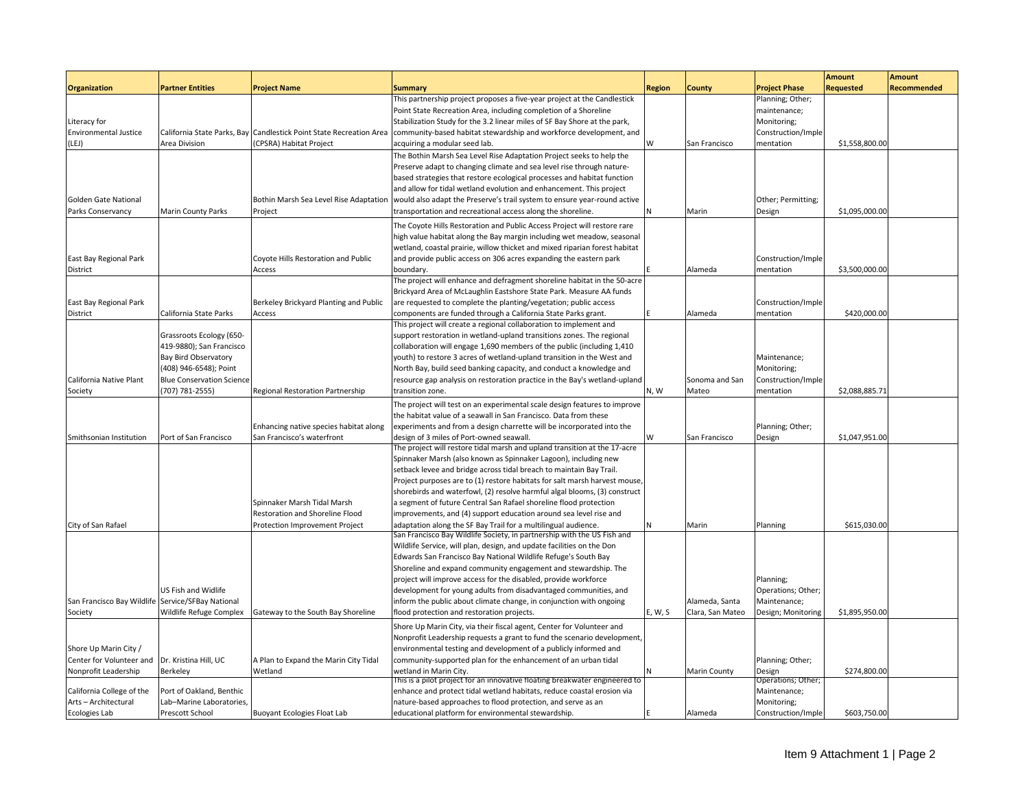| Organization | Partner Entities | Project Name | Summary | Region | County | Project Phase | Amount Requested | Amount Recommended |
|---|---|---|---|---|---|---|---|---|
| Literacy for Environmental Justice (LEJ) | California State Parks, Bay Area Division | Candlestick Point State Recreation Area (CPSRA) Habitat Project | This partnership project proposes a five-year project at the Candlestick Point State Recreation Area, including completion of a Shoreline Stabilization Study for the 3.2 linear miles of SF Bay Shore at the park, community-based habitat stewardship and workforce development, and acquiring a modular seed lab. | W | San Francisco | Planning; Other; maintenance; Monitoring; Construction/Implementation | $1,558,800.00 | |
| Golden Gate National Parks Conservancy | Marin County Parks | Bothin Marsh Sea Level Rise Adaptation Project | The Bothin Marsh Sea Level Rise Adaptation Project seeks to help the Preserve adapt to changing climate and sea level rise through nature-based strategies that restore ecological processes and habitat function and allow for tidal wetland evolution and enhancement. This project would also adapt the Preserve's trail system to ensure year-round active transportation and recreational access along the shoreline. | N | Marin | Other; Permitting; Design | $1,095,000.00 | |
| East Bay Regional Park District | | Coyote Hills Restoration and Public Access | The Coyote Hills Restoration and Public Access Project will restore rare high value habitat along the Bay margin including wet meadow, seasonal wetland, coastal prairie, willow thicket and mixed riparian forest habitat and provide public access on 306 acres expanding the eastern park boundary. | E | Alameda | Construction/Implementation | $3,500,000.00 | |
| East Bay Regional Park District | California State Parks | Berkeley Brickyard Planting and Public Access | The project will enhance and defragment shoreline habitat in the 50-acre Brickyard Area of McLaughlin Eastshore State Park. Measure AA funds are requested to complete the planting/vegetation; public access components are funded through a California State Parks grant. | E | Alameda | Construction/Implementation | $420,000.00 | |
| California Native Plant Society | Grassroots Ecology (650-419-9880); San Francisco Bay Bird Observatory (408) 946-6548); Point Blue Conservation Science (707) 781-2555) | Regional Restoration Partnership | This project will create a regional collaboration to implement and support restoration in wetland-upland transitions zones. The regional collaboration will engage 1,690 members of the public (including 1,410 youth) to restore 3 acres of wetland-upland transition in the West and North Bay, build seed banking capacity, and conduct a knowledge and resource gap analysis on restoration practice in the Bay's wetland-upland transition zone. | N, W | Sonoma and San Mateo | Maintenance; Monitoring; Construction/Implementation | $2,088,885.71 | |
| Smithsonian Institution | Port of San Francisco | Enhancing native species habitat along San Francisco's waterfront | The project will test on an experimental scale design features to improve the habitat value of a seawall in San Francisco. Data from these experiments and from a design charrette will be incorporated into the design of 3 miles of Port-owned seawall. | W | San Francisco | Planning; Other; Design | $1,047,951.00 | |
| City of San Rafael | | Spinnaker Marsh Tidal Marsh Restoration and Shoreline Flood Protection Improvement Project | The project will restore tidal marsh and upland transition at the 17-acre Spinnaker Marsh (also known as Spinnaker Lagoon), including new setback levee and bridge across tidal breach to maintain Bay Trail. Project purposes are to (1) restore habitats for salt marsh harvest mouse, shorebirds and waterfowl, (2) resolve harmful algal blooms, (3) construct a segment of future Central San Rafael shoreline flood protection improvements, and (4) support education around sea level rise and adaptation along the SF Bay Trail for a multilingual audience. | N | Marin | Planning | $615,030.00 | |
| San Francisco Bay Wildlife Society | US Fish and Widlife Service/SFBay National Wildlife Refuge Complex | Gateway to the South Bay Shoreline | San Francisco Bay Wildlife Society, in partnership with the US Fish and Wildlife Service, will plan, design, and update facilities on the Don Edwards San Francisco Bay National Wildlife Refuge's South Bay Shoreline and expand community engagement and stewardship. The project will improve access for the disabled, provide workforce development for young adults from disadvantaged communities, and inform the public about climate change, in conjunction with ongoing flood protection and restoration projects. | E, W, S | Alameda, Santa Clara, San Mateo | Planning; Operations; Other; Maintenance; Design; Monitoring | $1,895,950.00 | |
| Shore Up Marin City / Center for Volunteer and Nonprofit Leadership | Dr. Kristina Hill, UC Berkeley | A Plan to Expand the Marin City Tidal Wetland | Shore Up Marin City, via their fiscal agent, Center for Volunteer and Nonprofit Leadership requests a grant to fund the scenario development, environmental testing and development of a publicly informed and community-supported plan for the enhancement of an urban tidal wetland in Marin City. | N | Marin County | Planning; Other; Design | $274,800.00 | |
| California College of the Arts – Architectural Ecologies Lab | Port of Oakland, Benthic Lab–Marine Laboratories, Prescott School | Buoyant Ecologies Float Lab | This is a pilot project for an innovative floating breakwater engineered to enhance and protect tidal wetland habitats, reduce coastal erosion via nature-based approaches to flood protection, and serve as an educational platform for environmental stewardship. | E | Alameda | Operations; Other; Maintenance; Monitoring; Construction/Imple | $603,750.00 | |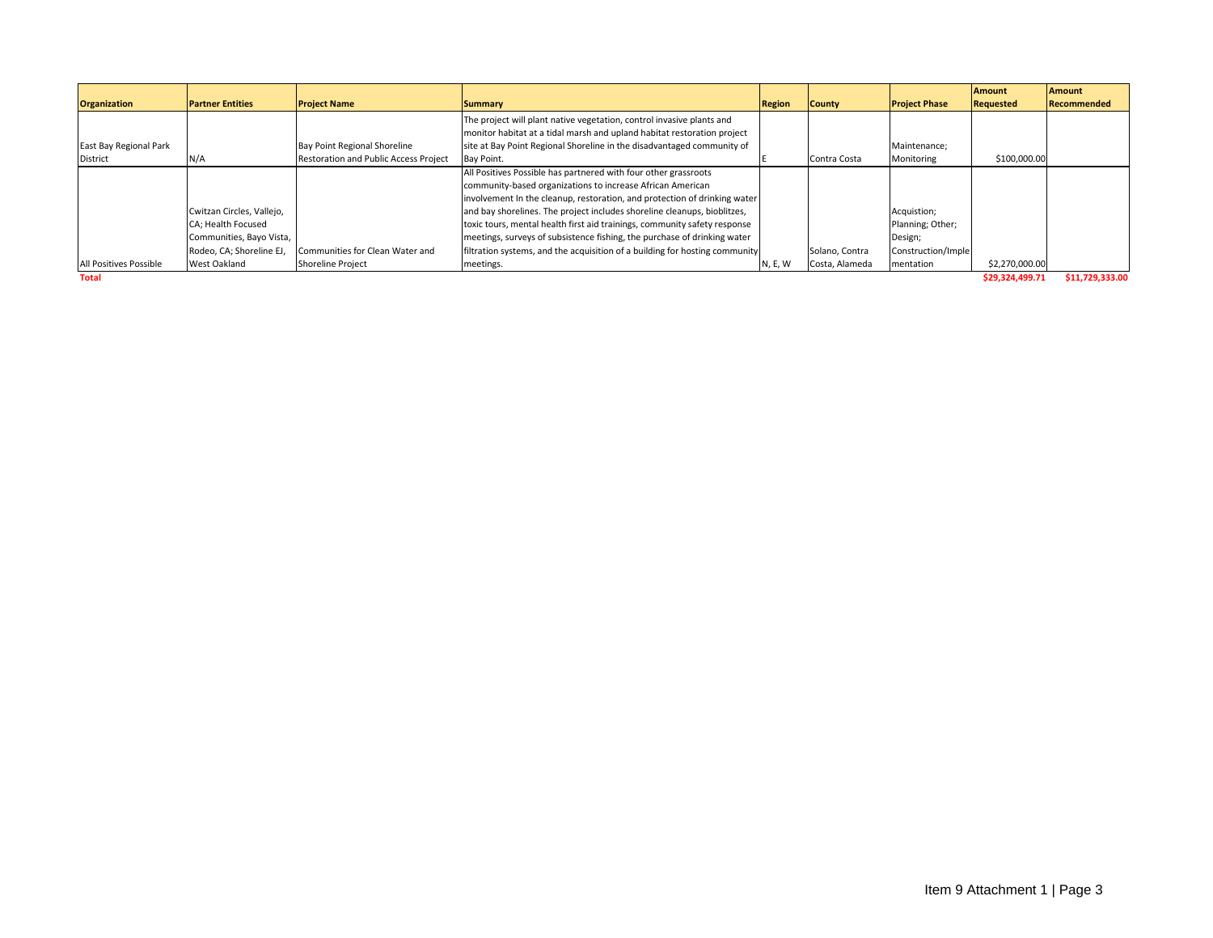| Organization | Partner Entities | Project Name | Summary | Region | County | Project Phase | Amount Requested | Amount Recommended |
|---|---|---|---|---|---|---|---|---|
| East Bay Regional Park District | N/A | Bay Point Regional Shoreline Restoration and Public Access Project | The project will plant native vegetation, control invasive plants and monitor habitat at a tidal marsh and upland habitat restoration project site at Bay Point Regional Shoreline in the disadvantaged community of Bay Point. | E | Contra Costa | Maintenance; Monitoring | $100,000.00 | |
| All Positives Possible | Cwitzan Circles, Vallejo, CA; Health Focused Communities, Bayo Vista, Rodeo, CA; Shoreline EJ, West Oakland | Communities for Clean Water and Shoreline Project | All Positives Possible has partnered with four other grassroots community-based organizations to increase African American involvement In the cleanup, restoration, and protection of drinking water and bay shorelines. The project includes shoreline cleanups, bioblitzes, toxic tours, mental health first aid trainings, community safety response meetings, surveys of subsistence fishing, the purchase of drinking water filtration systems, and the acquisition of a building for hosting community meetings. | N, E, W | Solano, Contra Costa, Alameda | Acquistion; Planning; Other; Design; Construction/Implementation | $2,270,000.00 | |
| **Total** | | | | | | | **$29,324,499.71** | **$11,729,333.00** |